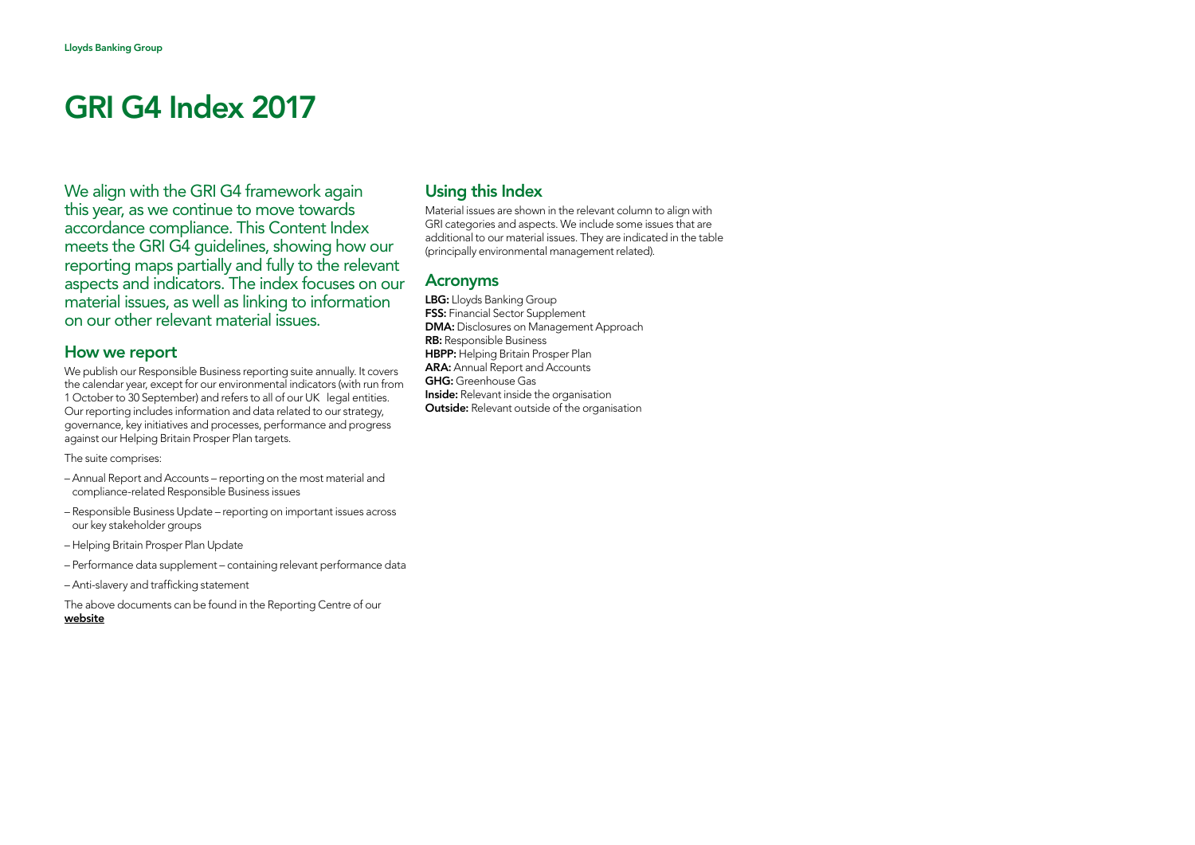# GRI G4 Index 2017

We align with the GRI G4 framework again this year, as we continue to move towards accordance compliance. This Content Index meets the GRI G4 guidelines, showing how our reporting maps partially and fully to the relevant aspects and indicators. The index focuses on our material issues, as well as linking to information on our other relevant material issues.

## How we report

We publish our Responsible Business reporting suite annually. It covers the calendar year, except for our environmental indicators (with run from 1 October to 30 September) and refers to all of our UK legal entities. Our reporting includes information and data related to our strategy, governance, key initiatives and processes, performance and progress against our Helping Britain Prosper Plan targets.

The suite comprises:

- Annual Report and Accounts – reporting on the most material and compliance-related Responsible Business issues
- Responsible Business Update – reporting on important issues across our key stakeholder groups
- Helping Britain Prosper Plan Update
- Performance data supplement – containing relevant performance data
- Anti-slavery and trafficking statement

The above documents can be found in the Reporting Centre of our **website**

## Using this Index

Material issues are shown in the relevant column to align with GRI categories and aspects. We include some issues that are additional to our material issues. They are indicated in the table (principally environmental management related).

## Acronyms

**LBG:** Lloyds Banking Group
**FSS:** Financial Sector Supplement
**DMA:** Disclosures on Management Approach
**RB:** Responsible Business
**HBPP:** Helping Britain Prosper Plan
**ARA:** Annual Report and Accounts
**GHG:** Greenhouse Gas
**Inside:** Relevant inside the organisation
**Outside:** Relevant outside of the organisation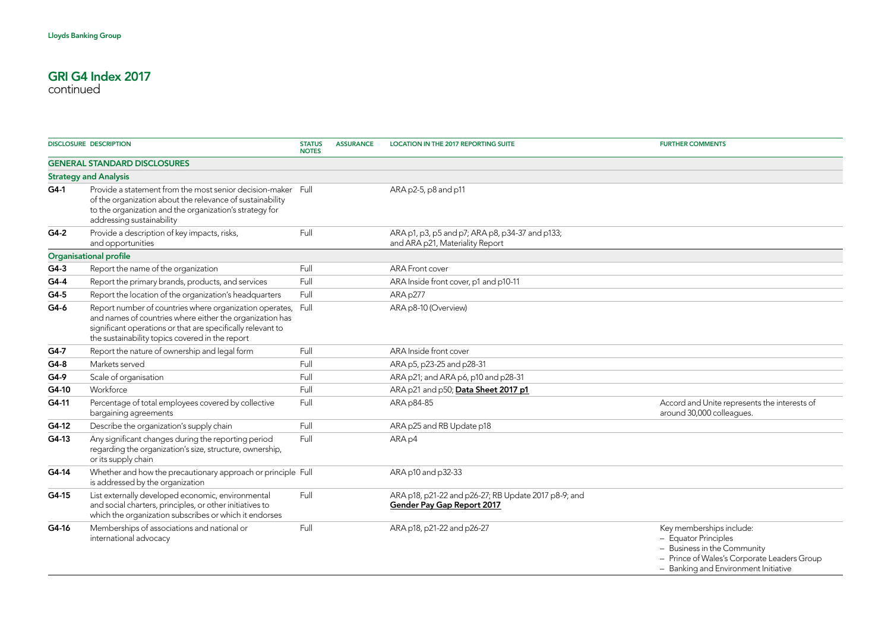Lloyds Banking Group

# GRI G4 Index 2017
continued

| DISCLOSURE | DESCRIPTION | STATUS NOTES | ASSURANCE | LOCATION IN THE 2017 REPORTING SUITE | FURTHER COMMENTS |
|---|---|---|---|---|---|
| **GENERAL STANDARD DISCLOSURES** | | | | | |
| **Strategy and Analysis** | | | | | |
| **G4-1** | Provide a statement from the most senior decision-maker of the organization about the relevance of sustainability to the organization and the organization's strategy for addressing sustainability | Full | | ARA p2-5, p8 and p11 | |
| **G4-2** | Provide a description of key impacts, risks, and opportunities | Full | | ARA p1, p3, p5 and p7; ARA p8, p34-37 and p133; and ARA p21, Materiality Report | |
| **Organisational profile** | | | | | |
| **G4-3** | Report the name of the organization | Full | | ARA Front cover | |
| **G4-4** | Report the primary brands, products, and services | Full | | ARA Inside front cover, p1 and p10-11 | |
| **G4-5** | Report the location of the organization's headquarters | Full | | ARA p277 | |
| **G4-6** | Report number of countries where organization operates, and names of countries where either the organization has significant operations or that are specifically relevant to the sustainability topics covered in the report | Full | | ARA p8-10 (Overview) | |
| **G4-7** | Report the nature of ownership and legal form | Full | | ARA Inside front cover | |
| **G4-8** | Markets served | Full | | ARA p5, p23-25 and p28-31 | |
| **G4-9** | Scale of organisation | Full | | ARA p21; and ARA p6, p10 and p28-31 | |
| **G4-10** | Workforce | Full | | ARA p21 and p50; **Data Sheet 2017 p1** | |
| **G4-11** | Percentage of total employees covered by collective bargaining agreements | Full | | ARA p84-85 | Accord and Unite represents the interests of around 30,000 colleagues. |
| **G4-12** | Describe the organization's supply chain | Full | | ARA p25 and RB Update p18 | |
| **G4-13** | Any significant changes during the reporting period regarding the organization's size, structure, ownership, or its supply chain | Full | | ARA p4 | |
| **G4-14** | Whether and how the precautionary approach or principle is addressed by the organization | Full | | ARA p10 and p32-33 | |
| **G4-15** | List externally developed economic, environmental and social charters, principles, or other initiatives to which the organization subscribes or which it endorses | Full | | ARA p18, p21-22 and p26-27; RB Update 2017 p8-9; and **Gender Pay Gap Report 2017** | |
| **G4-16** | Memberships of associations and national or international advocacy | Full | | ARA p18, p21-22 and p26-27 | Key memberships include:<br>– Equator Principles<br>– Business in the Community<br>– Prince of Wales's Corporate Leaders Group<br>– Banking and Environment Initiative |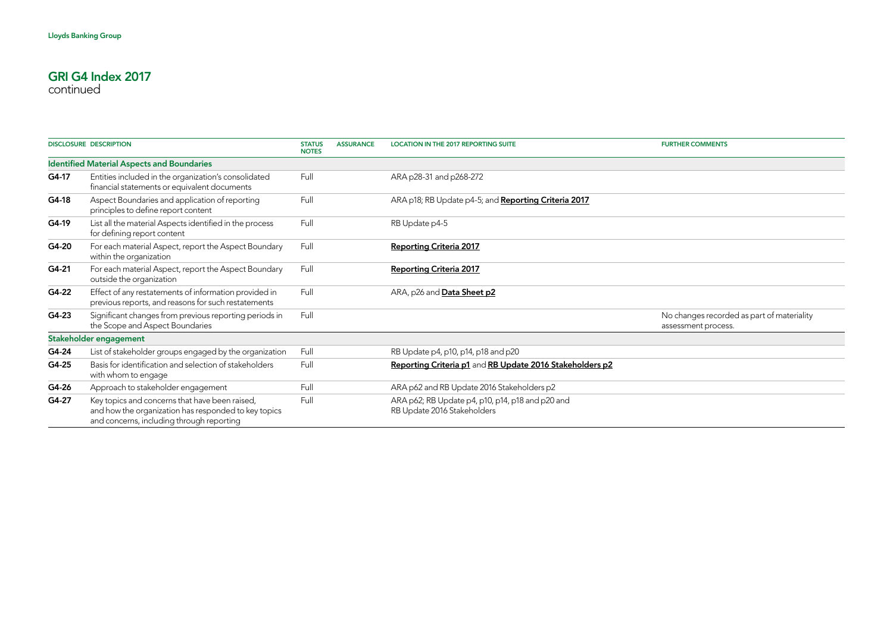## GRI G4 Index 2017
continued

| DISCLOSURE | DESCRIPTION | STATUS NOTES | ASSURANCE | LOCATION IN THE 2017 REPORTING SUITE | FURTHER COMMENTS |
|---|---|---|---|---|---|
| **Identified Material Aspects and Boundaries** | | | | | |
| **G4-17** | Entities included in the organization's consolidated financial statements or equivalent documents | Full | | ARA p28-31 and p268-272 | |
| **G4-18** | Aspect Boundaries and application of reporting principles to define report content | Full | | ARA p18; RB Update p4-5; and **Reporting Criteria 2017** | |
| **G4-19** | List all the material Aspects identified in the process for defining report content | Full | | RB Update p4-5 | |
| **G4-20** | For each material Aspect, report the Aspect Boundary within the organization | Full | | **Reporting Criteria 2017** | |
| **G4-21** | For each material Aspect, report the Aspect Boundary outside the organization | Full | | **Reporting Criteria 2017** | |
| **G4-22** | Effect of any restatements of information provided in previous reports, and reasons for such restatements | Full | | ARA, p26 and **Data Sheet p2** | |
| **G4-23** | Significant changes from previous reporting periods in the Scope and Aspect Boundaries | Full | | | No changes recorded as part of materiality assessment process. |
| **Stakeholder engagement** | | | | | |
| **G4-24** | List of stakeholder groups engaged by the organization | Full | | RB Update p4, p10, p14, p18 and p20 | |
| **G4-25** | Basis for identification and selection of stakeholders with whom to engage | Full | | **Reporting Criteria p1** and **RB Update 2016 Stakeholders p2** | |
| **G4-26** | Approach to stakeholder engagement | Full | | ARA p62 and RB Update 2016 Stakeholders p2 | |
| **G4-27** | Key topics and concerns that have been raised, and how the organization has responded to key topics and concerns, including through reporting | Full | | ARA p62; RB Update p4, p10, p14, p18 and p20 and RB Update 2016 Stakeholders | |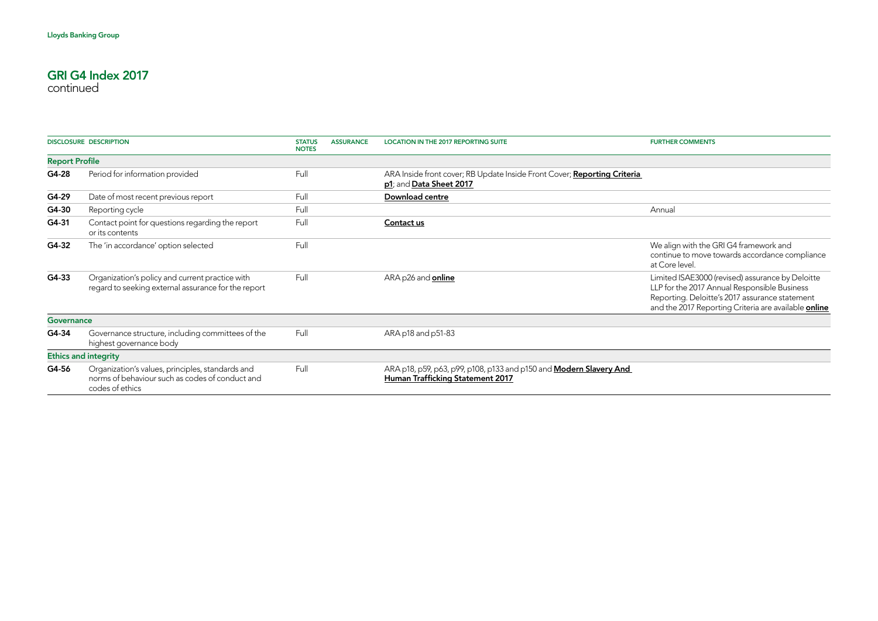## GRI G4 Index 2017
continued

| DISCLOSURE | DESCRIPTION | STATUS NOTES | ASSURANCE | LOCATION IN THE 2017 REPORTING SUITE | FURTHER COMMENTS |
|---|---|---|---|---|---|
| **Report Profile** | | | | | |
| **G4-28** | Period for information provided | Full | | ARA Inside front cover; RB Update Inside Front Cover; **Reporting Criteria p1**; and **Data Sheet 2017** | |
| **G4-29** | Date of most recent previous report | Full | | **Download centre** | |
| **G4-30** | Reporting cycle | Full | | | Annual |
| **G4-31** | Contact point for questions regarding the report or its contents | Full | | **Contact us** | |
| **G4-32** | The 'in accordance' option selected | Full | | | We align with the GRI G4 framework and continue to move towards accordance compliance at Core level. |
| **G4-33** | Organization's policy and current practice with regard to seeking external assurance for the report | Full | | ARA p26 and **online** | Limited ISAE3000 (revised) assurance by Deloitte LLP for the 2017 Annual Responsible Business Reporting. Deloitte's 2017 assurance statement and the 2017 Reporting Criteria are available **online** |
| **Governance** | | | | | |
| **G4-34** | Governance structure, including committees of the highest governance body | Full | | ARA p18 and p51-83 | |
| **Ethics and integrity** | | | | | |
| **G4-56** | Organization's values, principles, standards and norms of behaviour such as codes of conduct and codes of ethics | Full | | ARA p18, p59, p63, p99, p108, p133 and p150 and **Modern Slavery And Human Trafficking Statement 2017** | |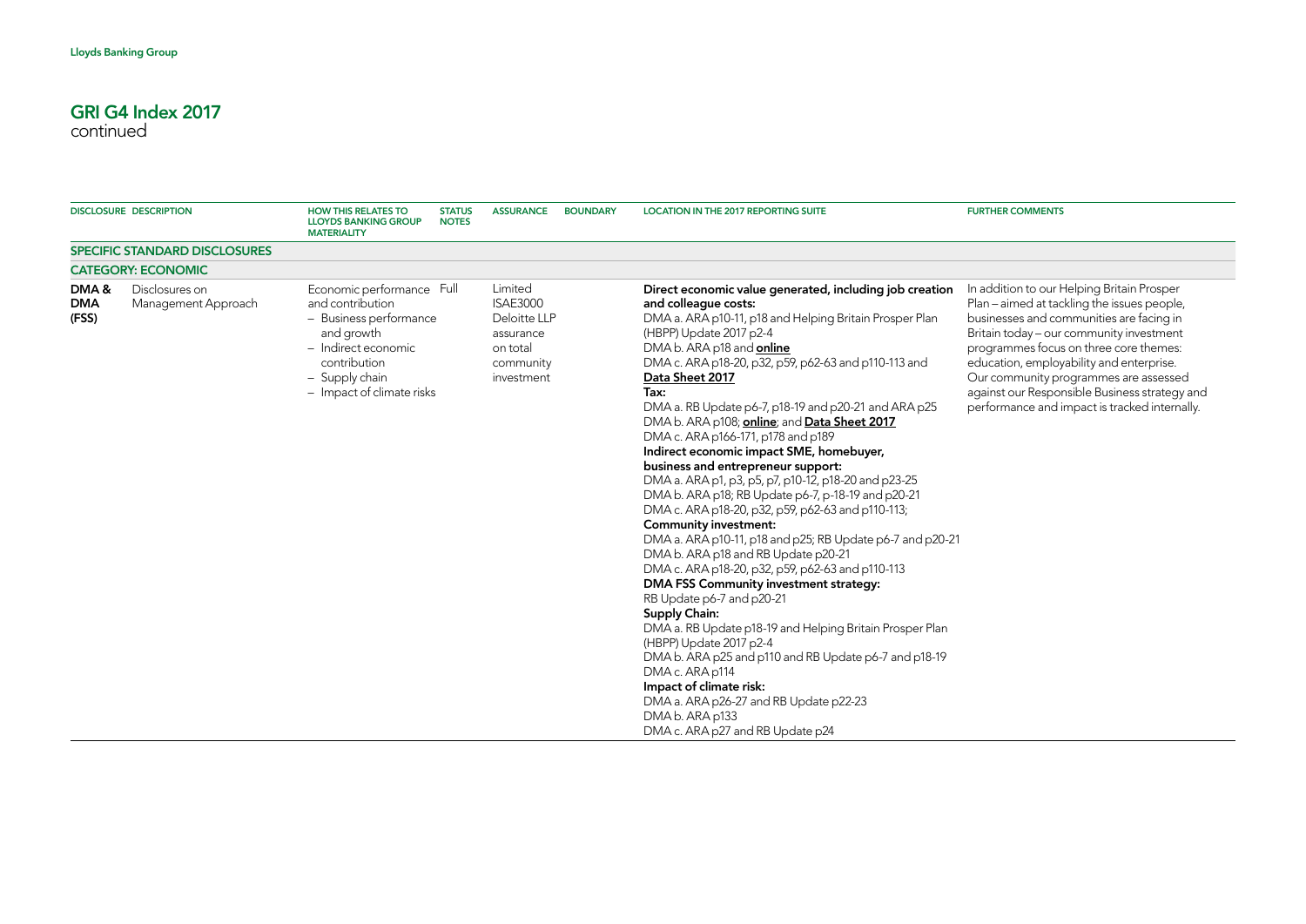## GRI G4 Index 2017
continued

| DISCLOSURE | DESCRIPTION | HOW THIS RELATES TO LLOYDS BANKING GROUP MATERIALITY | STATUS NOTES | ASSURANCE | BOUNDARY | LOCATION IN THE 2017 REPORTING SUITE | FURTHER COMMENTS |
|---|---|---|---|---|---|---|---|
| **SPECIFIC STANDARD DISCLOSURES** | | | | | | | |
| **CATEGORY: ECONOMIC** | | | | | | | |
| **DMA & DMA (FSS)** | Disclosures on Management Approach | Economic performance and contribution<br>– Business performance and growth<br>– Indirect economic contribution<br>– Supply chain<br>– Impact of climate risks | Full | Limited ISAE3000 Deloitte LLP assurance on total community investment | | **Direct economic value generated, including job creation and colleague costs:**<br>DMA a. ARA p10-11, p18 and Helping Britain Prosper Plan (HBPP) Update 2017 p2-4<br>DMA b. ARA p18 and **online**<br>DMA c. ARA p18-20, p32, p59, p62-63 and p110-113 and **Data Sheet 2017**<br>**Tax:**<br>DMA a. RB Update p6-7, p18-19 and p20-21 and ARA p25<br>DMA b. ARA p108; **online**; and **Data Sheet 2017**<br>DMA c. ARA p166-171, p178 and p189<br>**Indirect economic impact SME, homebuyer, business and entrepreneur support:**<br>DMA a. ARA p1, p3, p5, p7, p10-12, p18-20 and p23-25<br>DMA b. ARA p18; RB Update p6-7, p-18-19 and p20-21<br>DMA c. ARA p18-20, p32, p59, p62-63 and p110-113;<br>**Community investment:**<br>DMA a. ARA p10-11, p18 and p25; RB Update p6-7 and p20-21<br>DMA b. ARA p18 and RB Update p20-21<br>DMA c. ARA p18-20, p32, p59, p62-63 and p110-113<br>**DMA FSS Community investment strategy:**<br>RB Update p6-7 and p20-21<br>**Supply Chain:**<br>DMA a. RB Update p18-19 and Helping Britain Prosper Plan (HBPP) Update 2017 p2-4<br>DMA b. ARA p25 and p110 and RB Update p6-7 and p18-19<br>DMA c. ARA p114<br>**Impact of climate risk:**<br>DMA a. ARA p26-27 and RB Update p22-23<br>DMA b. ARA p133<br>DMA c. ARA p27 and RB Update p24 | In addition to our Helping Britain Prosper Plan – aimed at tackling the issues people, businesses and communities are facing in Britain today – our community investment programmes focus on three core themes: education, employability and enterprise. Our community programmes are assessed against our Responsible Business strategy and performance and impact is tracked internally. |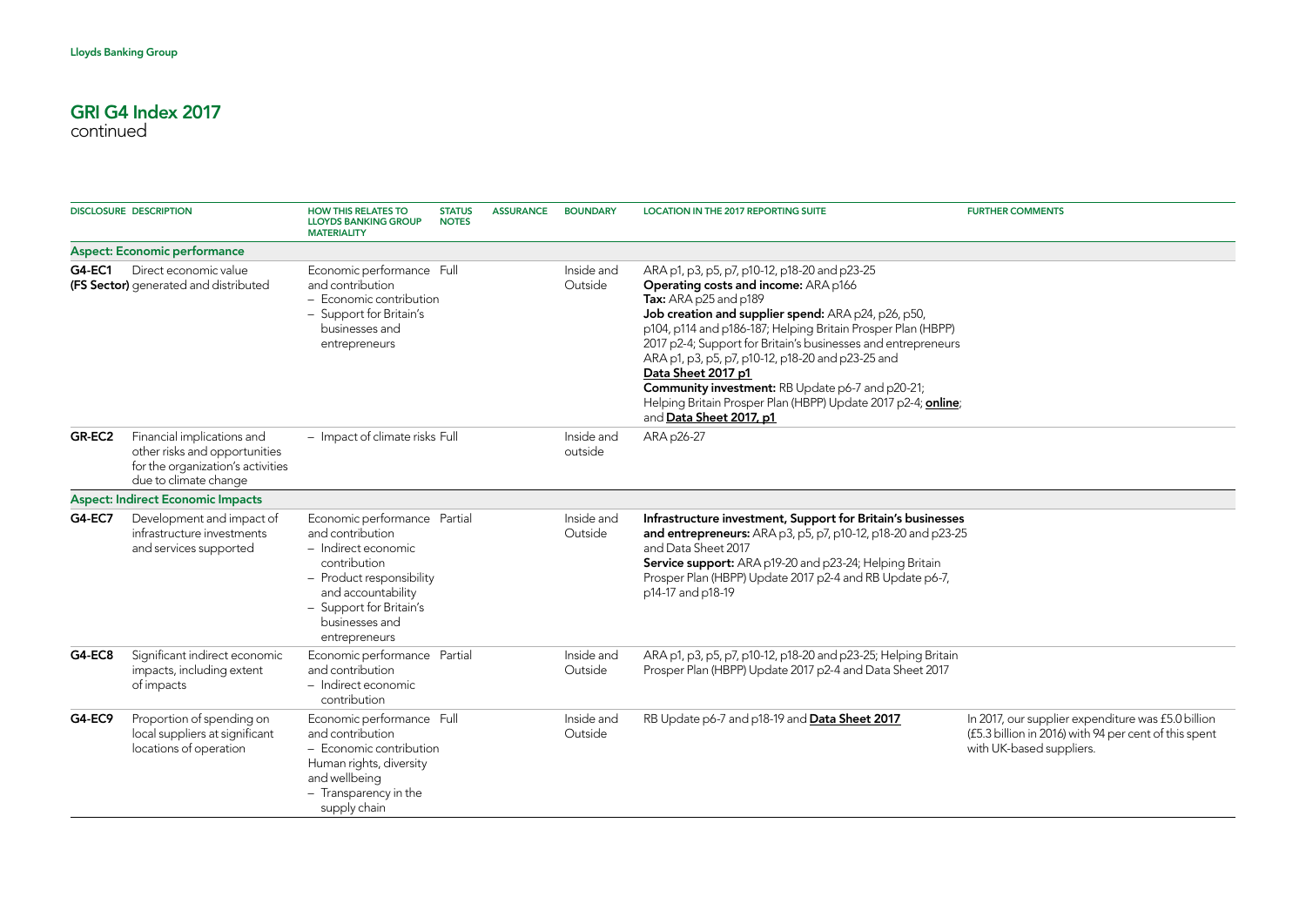## GRI G4 Index 2017
continued

| DISCLOSURE | DESCRIPTION | HOW THIS RELATES TO LLOYDS BANKING GROUP MATERIALITY | STATUS NOTES | ASSURANCE | BOUNDARY | LOCATION IN THE 2017 REPORTING SUITE | FURTHER COMMENTS |
|---|---|---|---|---|---|---|---|
| **Aspect: Economic performance** | | | | | | | |
| **G4-EC1 (FS Sector)** | Direct economic value generated and distributed | Economic performance and contribution – Economic contribution – Support for Britain's businesses and entrepreneurs | Full | | Inside and Outside | ARA p1, p3, p5, p7, p10-12, p18-20 and p23-25 **Operating costs and income:** ARA p166 **Tax:** ARA p25 and p189 **Job creation and supplier spend:** ARA p24, p26, p50, p104, p114 and p186-187; Helping Britain Prosper Plan (HBPP) 2017 p2-4; Support for Britain's businesses and entrepreneurs ARA p1, p3, p5, p7, p10-12, p18-20 and p23-25 and **Data Sheet 2017 p1** **Community investment:** RB Update p6-7 and p20-21; Helping Britain Prosper Plan (HBPP) Update 2017 p2-4; **online**; and **Data Sheet 2017, p1** | |
| **GR-EC2** | Financial implications and other risks and opportunities for the organization's activities due to climate change | – Impact of climate risks | Full | | Inside and outside | ARA p26-27 | |
| **Aspect: Indirect Economic Impacts** | | | | | | | |
| **G4-EC7** | Development and impact of infrastructure investments and services supported | Economic performance and contribution – Indirect economic contribution – Product responsibility and accountability – Support for Britain's businesses and entrepreneurs | Partial | | Inside and Outside | **Infrastructure investment, Support for Britain's businesses and entrepreneurs:** ARA p3, p5, p7, p10-12, p18-20 and p23-25 and Data Sheet 2017 **Service support:** ARA p19-20 and p23-24; Helping Britain Prosper Plan (HBPP) Update 2017 p2-4 and RB Update p6-7, p14-17 and p18-19 | |
| **G4-EC8** | Significant indirect economic impacts, including extent of impacts | Economic performance and contribution – Indirect economic contribution | Partial | | Inside and Outside | ARA p1, p3, p5, p7, p10-12, p18-20 and p23-25; Helping Britain Prosper Plan (HBPP) Update 2017 p2-4 and Data Sheet 2017 | |
| **G4-EC9** | Proportion of spending on local suppliers at significant locations of operation | Economic performance and contribution – Economic contribution Human rights, diversity and wellbeing – Transparency in the supply chain | Full | | Inside and Outside | RB Update p6-7 and p18-19 and **Data Sheet 2017** | In 2017, our supplier expenditure was £5.0 billion (£5.3 billion in 2016) with 94 per cent of this spent with UK-based suppliers. |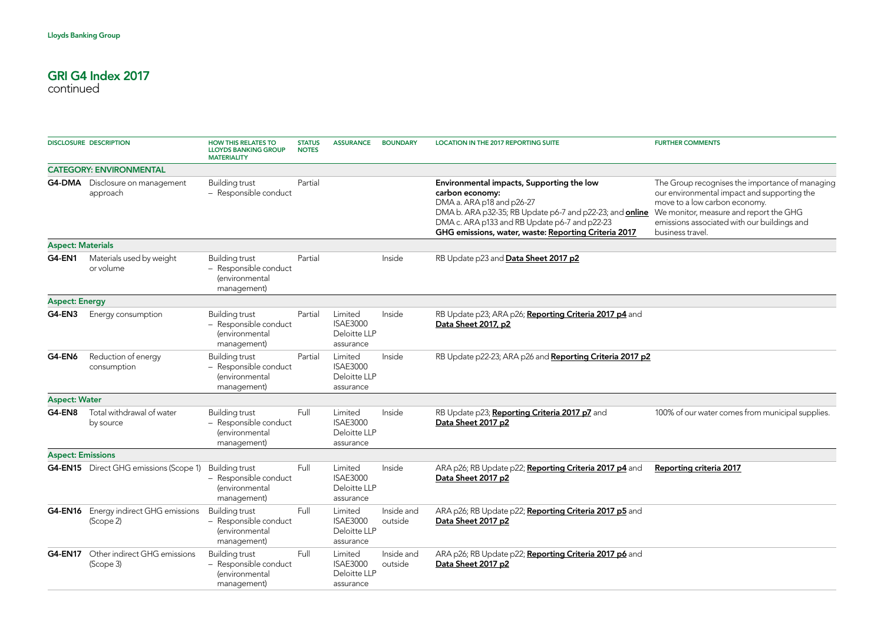## GRI G4 Index 2017
continued

| DISCLOSURE | DESCRIPTION | HOW THIS RELATES TO LLOYDS BANKING GROUP MATERIALITY | STATUS NOTES | ASSURANCE | BOUNDARY | LOCATION IN THE 2017 REPORTING SUITE | FURTHER COMMENTS |
|---|---|---|---|---|---|---|---|
| **CATEGORY: ENVIRONMENTAL** | | | | | | | |
| **G4-DMA** | Disclosure on management approach | Building trust – Responsible conduct | Partial | | | **Environmental impacts, Supporting the low carbon economy:** DMA a. ARA p18 and p26-27 DMA b. ARA p32-35; RB Update p6-7 and p22-23; and **online** DMA c. ARA p133 and RB Update p6-7 and p22-23 **GHG emissions, water, waste: Reporting Criteria 2017** | The Group recognises the importance of managing our environmental impact and supporting the move to a low carbon economy. We monitor, measure and report the GHG emissions associated with our buildings and business travel. |
| **Aspect: Materials** | | | | | | | |
| **G4-EN1** | Materials used by weight or volume | Building trust – Responsible conduct (environmental management) | Partial | | Inside | RB Update p23 and **Data Sheet 2017 p2** | |
| **Aspect: Energy** | | | | | | | |
| **G4-EN3** | Energy consumption | Building trust – Responsible conduct (environmental management) | Partial | Limited ISAE3000 Deloitte LLP assurance | Inside | RB Update p23; ARA p26; **Reporting Criteria 2017 p4** and **Data Sheet 2017, p2** | |
| **G4-EN6** | Reduction of energy consumption | Building trust – Responsible conduct (environmental management) | Partial | Limited ISAE3000 Deloitte LLP assurance | Inside | RB Update p22-23; ARA p26 and **Reporting Criteria 2017 p2** | |
| **Aspect: Water** | | | | | | | |
| **G4-EN8** | Total withdrawal of water by source | Building trust – Responsible conduct (environmental management) | Full | Limited ISAE3000 Deloitte LLP assurance | Inside | RB Update p23; **Reporting Criteria 2017 p7** and **Data Sheet 2017 p2** | 100% of our water comes from municipal supplies. |
| **Aspect: Emissions** | | | | | | | |
| **G4-EN15** | Direct GHG emissions (Scope 1) | Building trust – Responsible conduct (environmental management) | Full | Limited ISAE3000 Deloitte LLP assurance | Inside | ARA p26; RB Update p22; **Reporting Criteria 2017 p4** and **Data Sheet 2017 p2** | **Reporting criteria 2017** |
| **G4-EN16** | Energy indirect GHG emissions (Scope 2) | Building trust – Responsible conduct (environmental management) | Full | Limited ISAE3000 Deloitte LLP assurance | Inside and outside | ARA p26; RB Update p22; **Reporting Criteria 2017 p5** and **Data Sheet 2017 p2** | |
| **G4-EN17** | Other indirect GHG emissions (Scope 3) | Building trust – Responsible conduct (environmental management) | Full | Limited ISAE3000 Deloitte LLP assurance | Inside and outside | ARA p26; RB Update p22; **Reporting Criteria 2017 p6** and **Data Sheet 2017 p2** | |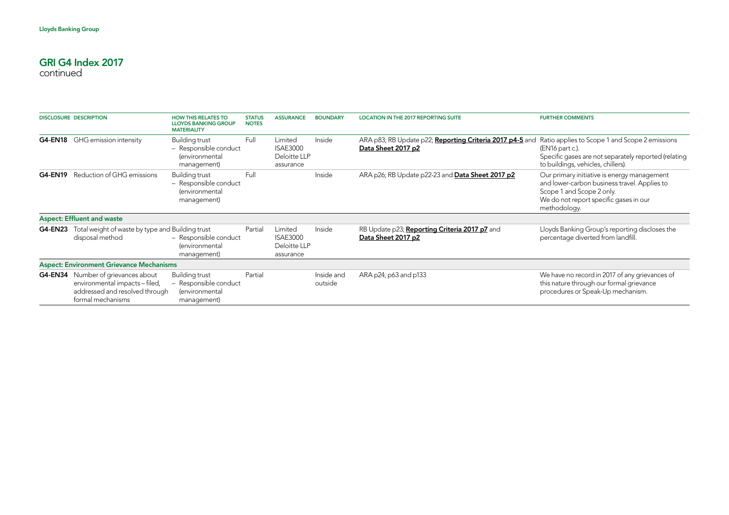## GRI G4 Index 2017
continued

| DISCLOSURE | DESCRIPTION | HOW THIS RELATES TO LLOYDS BANKING GROUP MATERIALITY | STATUS NOTES | ASSURANCE | BOUNDARY | LOCATION IN THE 2017 REPORTING SUITE | FURTHER COMMENTS |
|---|---|---|---|---|---|---|---|
| **G4-EN18** | GHG emission intensity | Building trust – Responsible conduct (environmental management) | Full | Limited ISAE3000 Deloitte LLP assurance | Inside | ARA p83; RB Update p22; **Reporting Criteria 2017 p4-5** and **Data Sheet 2017 p2** | Ratio applies to Scope 1 and Scope 2 emissions (EN16 part c.). Specific gases are not separately reported (relating to buildings, vehicles, chillers). |
| **G4-EN19** | Reduction of GHG emissions | Building trust – Responsible conduct (environmental management) | Full | | Inside | ARA p26; RB Update p22-23 and **Data Sheet 2017 p2** | Our primary initiative is energy management and lower-carbon business travel. Applies to Scope 1 and Scope 2 only. We do not report specific gases in our methodology. |
| **Aspect: Effluent and waste** | | | | | | | |
| **G4-EN23** | Total weight of waste by type and disposal method | Building trust – Responsible conduct (environmental management) | Partial | Limited ISAE3000 Deloitte LLP assurance | Inside | RB Update p23; **Reporting Criteria 2017 p7** and **Data Sheet 2017 p2** | Lloyds Banking Group's reporting discloses the percentage diverted from landfill. |
| **Aspect: Environment Grievance Mechanisms** | | | | | | | |
| **G4-EN34** | Number of grievances about environmental impacts – filed, addressed and resolved through formal mechanisms | Building trust – Responsible conduct (environmental management) | Partial | | Inside and outside | ARA p24, p63 and p133 | We have no record in 2017 of any grievances of this nature through our formal grievance procedures or Speak-Up mechanism. |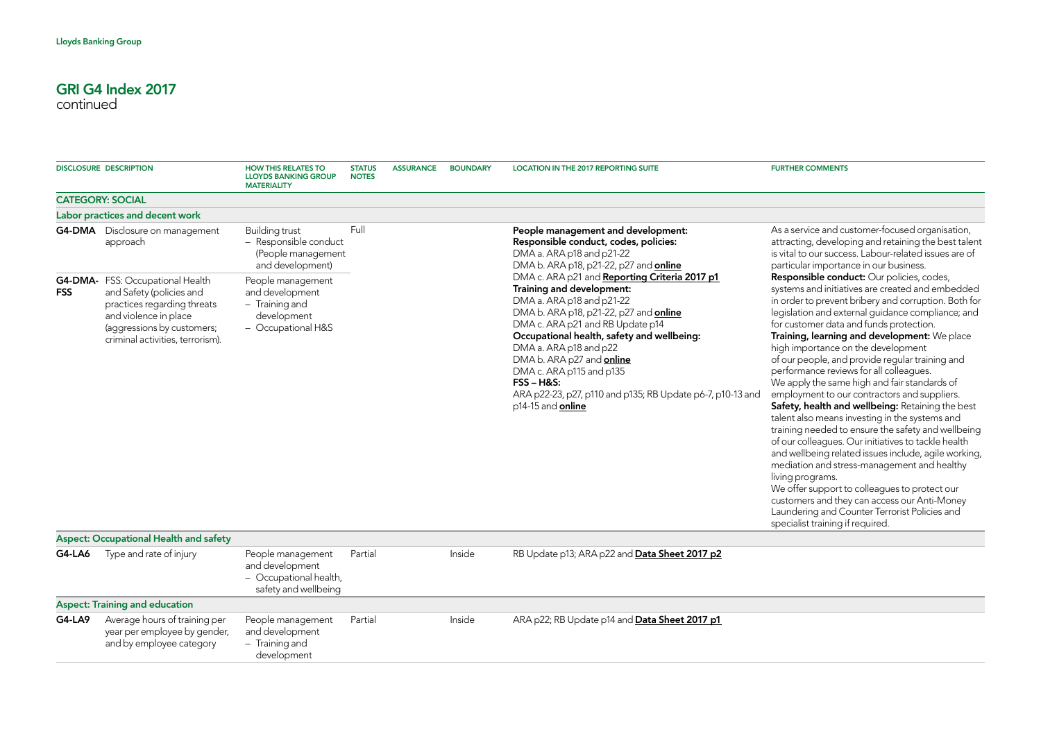Lloyds Banking Group

# GRI G4 Index 2017
continued

| DISCLOSURE | DESCRIPTION | HOW THIS RELATES TO LLOYDS BANKING GROUP MATERIALITY | STATUS NOTES | ASSURANCE | BOUNDARY | LOCATION IN THE 2017 REPORTING SUITE | FURTHER COMMENTS |
|---|---|---|---|---|---|---|---|
| **CATEGORY: SOCIAL** | | | | | | | |
| **Labor practices and decent work** | | | | | | | |
| **G4-DMA** | Disclosure on management approach | Building trust – Responsible conduct (People management and development) | Full | | | **People management and development:** **Responsible conduct, codes, policies:** DMA a. ARA p18 and p21-22 DMA b. ARA p18, p21-22, p27 and **online** DMA c. ARA p21 and **Reporting Criteria 2017 p1** **Training and development:** DMA a. ARA p18 and p21-22 DMA b. ARA p18, p21-22, p27 and **online** DMA c. ARA p21 and RB Update p14 **Occupational health, safety and wellbeing:** DMA a. ARA p18 and p22 DMA b. ARA p27 and **online** DMA c. ARA p115 and p135 **FSS – H&S:** ARA p22-23, p27, p110 and p135; RB Update p6-7, p10-13 and p14-15 and **online** | As a service and customer-focused organisation, attracting, developing and retaining the best talent is vital to our success. Labour-related issues are of particular importance in our business. **Responsible conduct:** Our policies, codes, systems and initiatives are created and embedded in order to prevent bribery and corruption. Both for legislation and external guidance compliance; and for customer data and funds protection. **Training, learning and development:** We place high importance on the development of our people, and provide regular training and performance reviews for all colleagues. We apply the same high and fair standards of employment to our contractors and suppliers. **Safety, health and wellbeing:** Retaining the best talent also means investing in the systems and training needed to ensure the safety and wellbeing of our colleagues. Our initiatives to tackle health and wellbeing related issues include, agile working, mediation and stress-management and healthy living programs. We offer support to colleagues to protect our customers and they can access our Anti-Money Laundering and Counter Terrorist Policies and specialist training if required. |
| **G4-DMA-FSS** | FSS: Occupational Health and Safety (policies and practices regarding threats and violence in place (aggressions by customers; criminal activities, terrorism). | People management and development – Training and development – Occupational H&S | | | | | |
| **Aspect: Occupational Health and safety** | | | | | | | |
| **G4-LA6** | Type and rate of injury | People management and development – Occupational health, safety and wellbeing | Partial | | Inside | RB Update p13; ARA p22 and **Data Sheet 2017 p2** | |
| **Aspect: Training and education** | | | | | | | |
| **G4-LA9** | Average hours of training per year per employee by gender, and by employee category | People management and development – Training and development | Partial | | Inside | ARA p22; RB Update p14 and **Data Sheet 2017 p1** | |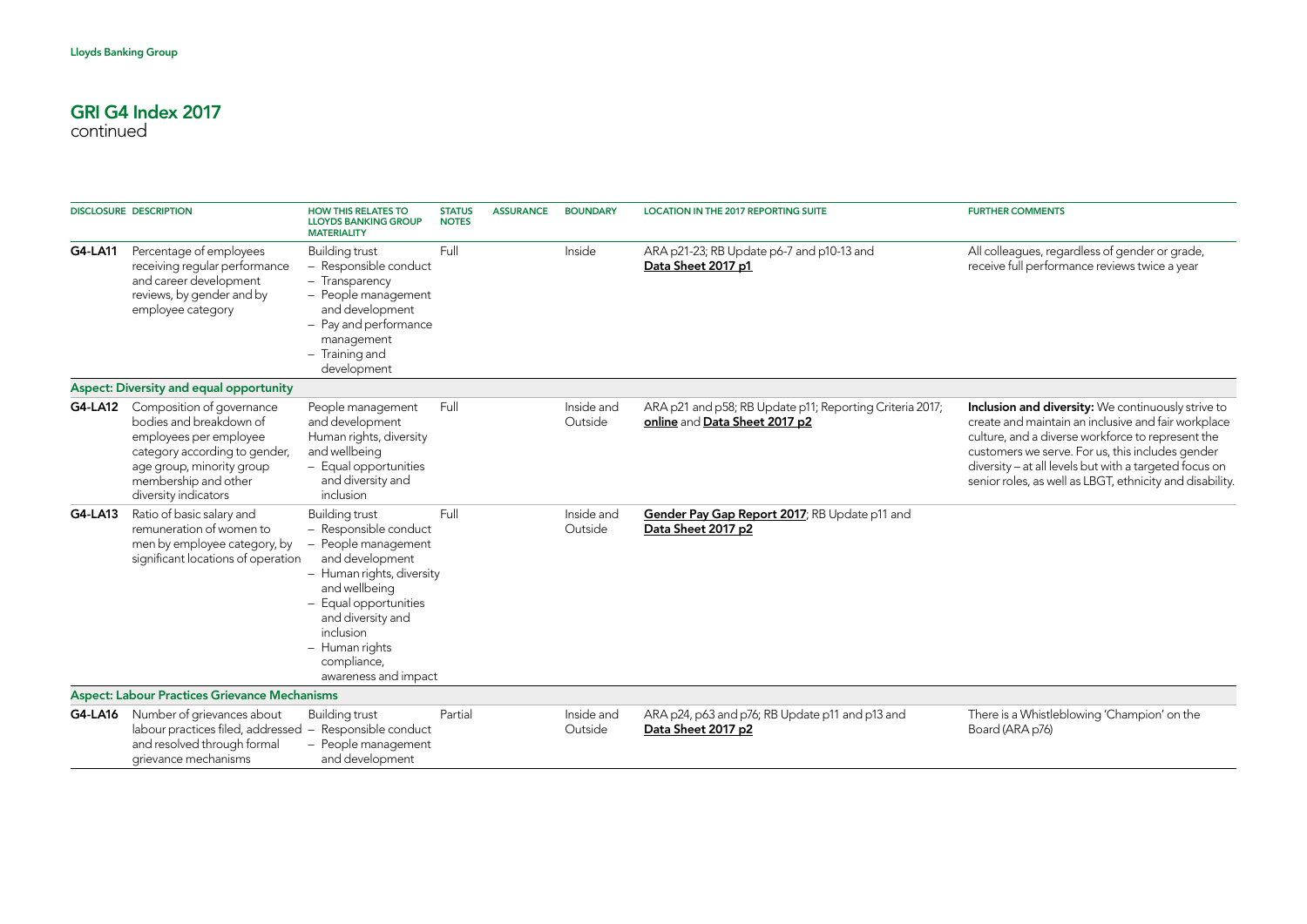# GRI G4 Index 2017
continued

| DISCLOSURE | DESCRIPTION | HOW THIS RELATES TO LLOYDS BANKING GROUP MATERIALITY | STATUS NOTES | ASSURANCE | BOUNDARY | LOCATION IN THE 2017 REPORTING SUITE | FURTHER COMMENTS |
|---|---|---|---|---|---|---|---|
| **G4-LA11** | Percentage of employees receiving regular performance and career development reviews, by gender and by employee category | Building trust – Responsible conduct – Transparency – People management and development – Pay and performance management – Training and development | Full | | Inside | ARA p21-23; RB Update p6-7 and p10-13 and **Data Sheet 2017 p1** | All colleagues, regardless of gender or grade, receive full performance reviews twice a year |
| **Aspect: Diversity and equal opportunity** | | | | | | | |
| **G4-LA12** | Composition of governance bodies and breakdown of employees per employee category according to gender, age group, minority group membership and other diversity indicators | People management and development Human rights, diversity and wellbeing – Equal opportunities and diversity and inclusion | Full | | Inside and Outside | ARA p21 and p58; RB Update p11; Reporting Criteria 2017; **online** and **Data Sheet 2017 p2** | **Inclusion and diversity:** We continuously strive to create and maintain an inclusive and fair workplace culture, and a diverse workforce to represent the customers we serve. For us, this includes gender diversity – at all levels but with a targeted focus on senior roles, as well as LBGT, ethnicity and disability. |
| **G4-LA13** | Ratio of basic salary and remuneration of women to men by employee category, by significant locations of operation | Building trust – Responsible conduct – People management and development – Human rights, diversity and wellbeing – Equal opportunities and diversity and inclusion – Human rights compliance, awareness and impact | Full | | Inside and Outside | **Gender Pay Gap Report 2017**; RB Update p11 and **Data Sheet 2017 p2** | |
| **Aspect: Labour Practices Grievance Mechanisms** | | | | | | | |
| **G4-LA16** | Number of grievances about labour practices filed, addressed and resolved through formal grievance mechanisms | Building trust – Responsible conduct – People management and development | Partial | | Inside and Outside | ARA p24, p63 and p76; RB Update p11 and p13 and **Data Sheet 2017 p2** | There is a Whistleblowing 'Champion' on the Board (ARA p76) |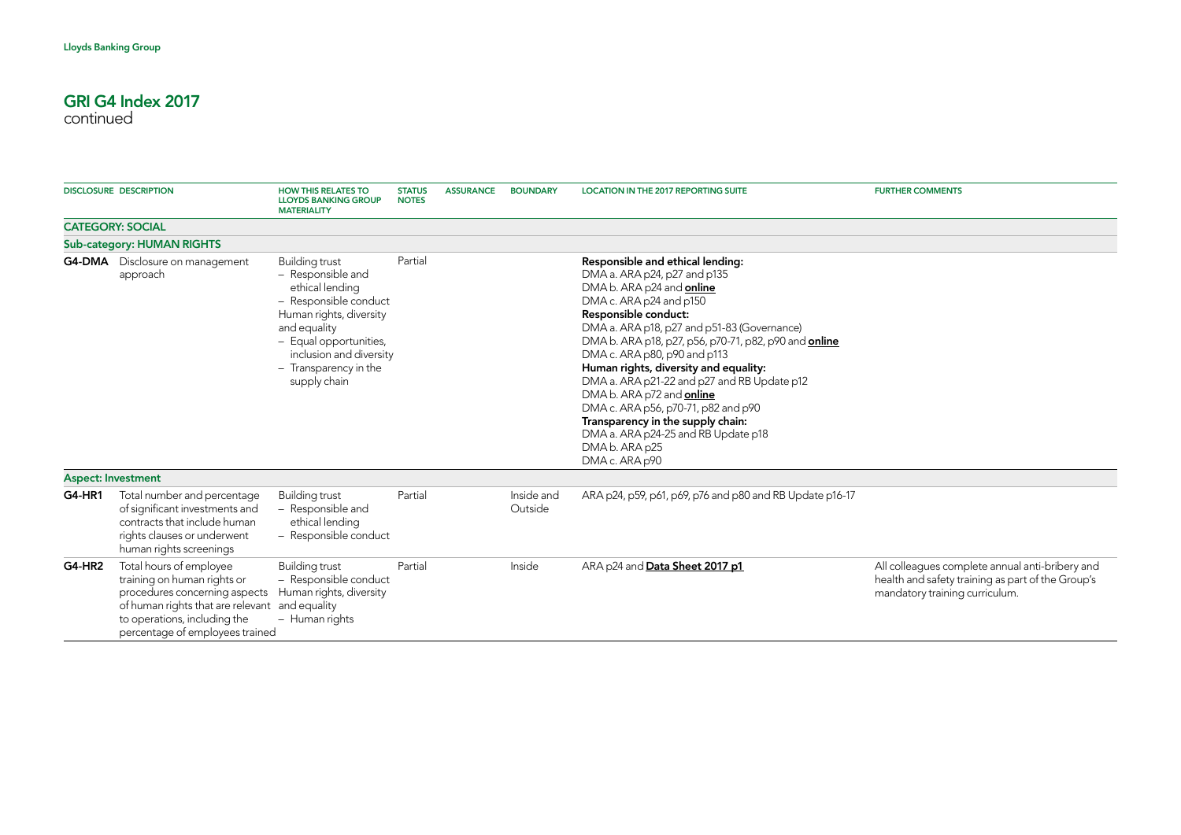## GRI G4 Index 2017
continued

| DISCLOSURE | DESCRIPTION | HOW THIS RELATES TO LLOYDS BANKING GROUP MATERIALITY | STATUS NOTES | ASSURANCE | BOUNDARY | LOCATION IN THE 2017 REPORTING SUITE | FURTHER COMMENTS |
|---|---|---|---|---|---|---|---|
| **CATEGORY: SOCIAL** | | | | | | | |
| **Sub-category: HUMAN RIGHTS** | | | | | | | |
| **G4-DMA** | Disclosure on management approach | Building trust – Responsible and ethical lending – Responsible conduct Human rights, diversity and equality – Equal opportunities, inclusion and diversity – Transparency in the supply chain | Partial | | | **Responsible and ethical lending:** DMA a. ARA p24, p27 and p135 DMA b. ARA p24 and **online** DMA c. ARA p24 and p150 **Responsible conduct:** DMA a. ARA p18, p27 and p51-83 (Governance) DMA b. ARA p18, p27, p56, p70-71, p82, p90 and **online** DMA c. ARA p80, p90 and p113 **Human rights, diversity and equality:** DMA a. ARA p21-22 and p27 and RB Update p12 DMA b. ARA p72 and **online** DMA c. ARA p56, p70-71, p82 and p90 **Transparency in the supply chain:** DMA a. ARA p24-25 and RB Update p18 DMA b. ARA p25 DMA c. ARA p90 | |
| **Aspect: Investment** | | | | | | | |
| **G4-HR1** | Total number and percentage of significant investments and contracts that include human rights clauses or underwent human rights screenings | Building trust – Responsible and ethical lending – Responsible conduct | Partial | | Inside and Outside | ARA p24, p59, p61, p69, p76 and p80 and RB Update p16-17 | |
| **G4-HR2** | Total hours of employee training on human rights or procedures concerning aspects of human rights that are relevant to operations, including the percentage of employees trained | Building trust – Responsible conduct Human rights, diversity and equality – Human rights | Partial | | Inside | ARA p24 and **Data Sheet 2017 p1** | All colleagues complete annual anti-bribery and health and safety training as part of the Group's mandatory training curriculum. |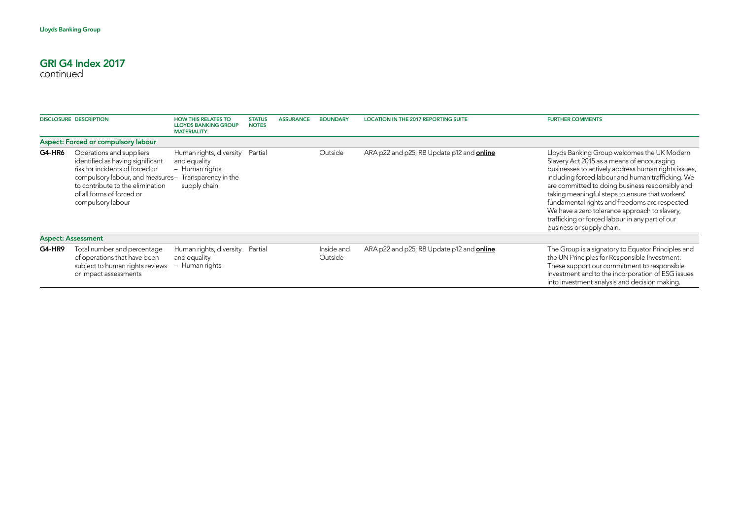# GRI G4 Index 2017

continued

| DISCLOSURE | DESCRIPTION | HOW THIS RELATES TO LLOYDS BANKING GROUP MATERIALITY | STATUS NOTES | ASSURANCE | BOUNDARY | LOCATION IN THE 2017 REPORTING SUITE | FURTHER COMMENTS |
|---|---|---|---|---|---|---|---|
| **Aspect: Forced or compulsory labour** | | | | | | | |
| **G4-HR6** | Operations and suppliers identified as having significant risk for incidents of forced or compulsory labour, and measures to contribute to the elimination of all forms of forced or compulsory labour | Human rights, diversity and equality – Human rights – Transparency in the supply chain | Partial | | Outside | ARA p22 and p25; RB Update p12 and **online** | Lloyds Banking Group welcomes the UK Modern Slavery Act 2015 as a means of encouraging businesses to actively address human rights issues, including forced labour and human trafficking. We are committed to doing business responsibly and taking meaningful steps to ensure that workers' fundamental rights and freedoms are respected. We have a zero tolerance approach to slavery, trafficking or forced labour in any part of our business or supply chain. |
| **Aspect: Assessment** | | | | | | | |
| **G4-HR9** | Total number and percentage of operations that have been subject to human rights reviews or impact assessments | Human rights, diversity and equality – Human rights | Partial | | Inside and Outside | ARA p22 and p25; RB Update p12 and **online** | The Group is a signatory to Equator Principles and the UN Principles for Responsible Investment. These support our commitment to responsible investment and to the incorporation of ESG issues into investment analysis and decision making. |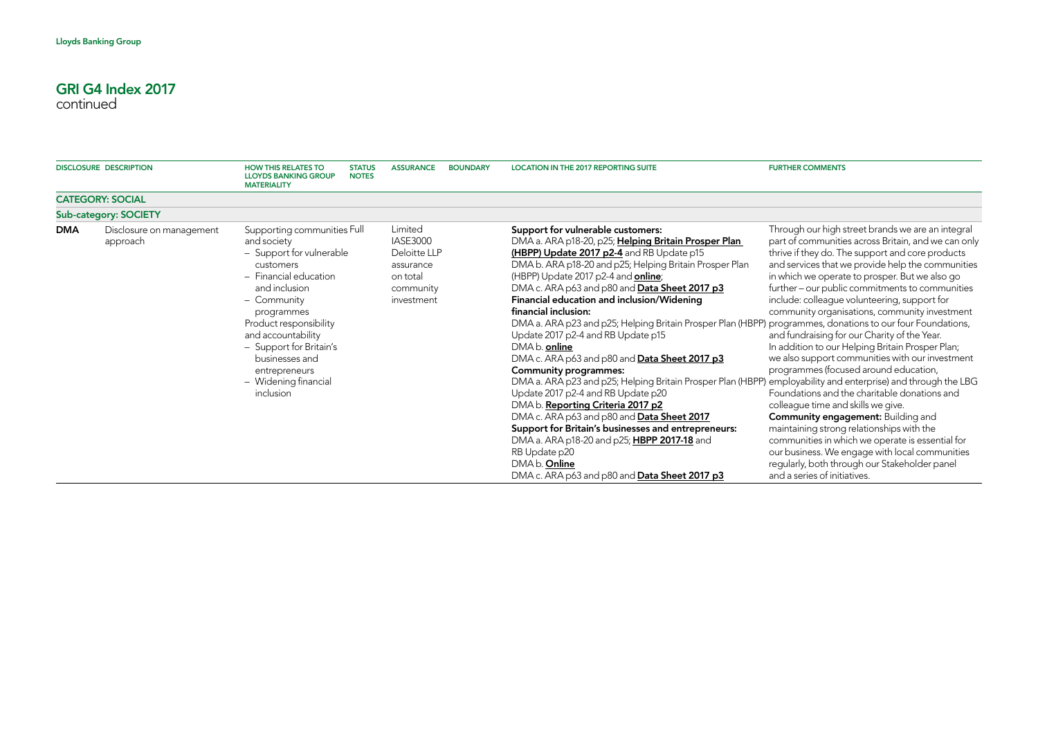# GRI G4 Index 2017
continued

| DISCLOSURE | DESCRIPTION | HOW THIS RELATES TO LLOYDS BANKING GROUP MATERIALITY | STATUS NOTES | ASSURANCE | BOUNDARY | LOCATION IN THE 2017 REPORTING SUITE | FURTHER COMMENTS |
|---|---|---|---|---|---|---|---|
| **CATEGORY: SOCIAL** | | | | | | | |
| **Sub-category: SOCIETY** | | | | | | | |
| **DMA** | Disclosure on management approach | Supporting communities and society<br>– Support for vulnerable customers<br>– Financial education and inclusion<br>– Community programmes<br>Product responsibility and accountability<br>– Support for Britain's businesses and entrepreneurs<br>– Widening financial inclusion | Full | Limited IASE3000 Deloitte LLP assurance on total community investment | | **Support for vulnerable customers:**<br>DMA a. ARA p18-20, p25; **Helping Britain Prosper Plan (HBPP) Update 2017 p2-4** and RB Update p15<br>DMA b. ARA p18-20 and p25; Helping Britain Prosper Plan (HBPP) Update 2017 p2-4 and **online**;<br>DMA c. ARA p63 and p80 and **Data Sheet 2017 p3**<br>**Financial education and inclusion/Widening financial inclusion:**<br>DMA a. ARA p23 and p25; Helping Britain Prosper Plan (HBPP) Update 2017 p2-4 and RB Update p15<br>DMA b. **online**<br>DMA c. ARA p63 and p80 and **Data Sheet 2017 p3**<br>**Community programmes:**<br>DMA a. ARA p23 and p25; Helping Britain Prosper Plan (HBPP) Update 2017 p2-4 and RB Update p20<br>DMA b. **Reporting Criteria 2017 p2**<br>DMA c. ARA p63 and p80 and **Data Sheet 2017**<br>**Support for Britain's businesses and entrepreneurs:**<br>DMA a. ARA p18-20 and p25; **HBPP 2017-18** and RB Update p20<br>DMA b. **Online**<br>DMA c. ARA p63 and p80 and **Data Sheet 2017 p3** | Through our high street brands we are an integral part of communities across Britain, and we can only thrive if they do. The support and core products and services that we provide help the communities in which we operate to prosper. But we also go further – our public commitments to communities include: colleague volunteering, support for community organisations, community investment programmes, donations to our four Foundations, and fundraising for our Charity of the Year.<br>In addition to our Helping Britain Prosper Plan; we also support communities with our investment programmes (focused around education, employability and enterprise) and through the LBG Foundations and the charitable donations and colleague time and skills we give.<br>**Community engagement:** Building and maintaining strong relationships with the communities in which we operate is essential for our business. We engage with local communities regularly, both through our Stakeholder panel and a series of initiatives. |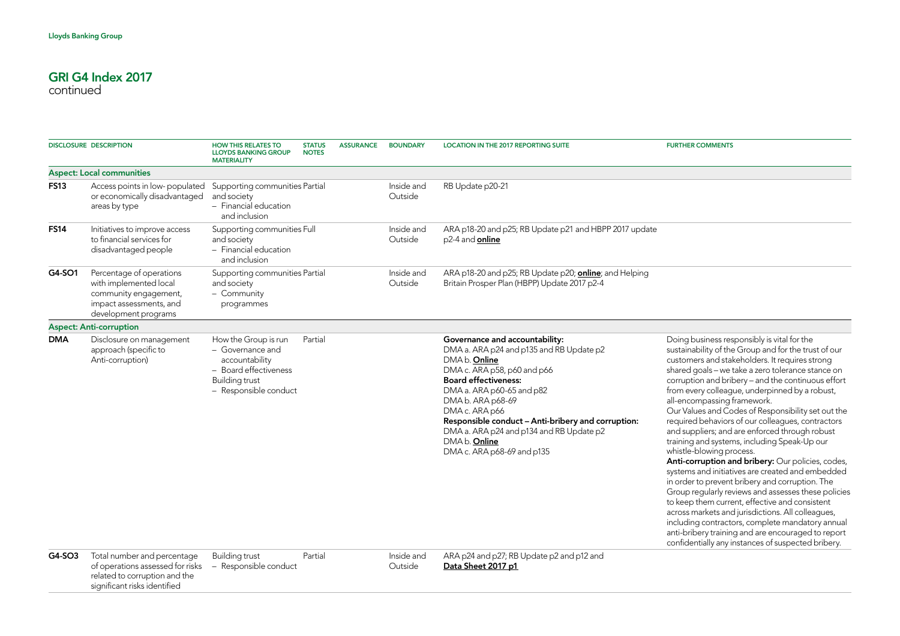## GRI G4 Index 2017
continued

| DISCLOSURE | DESCRIPTION | HOW THIS RELATES TO LLOYDS BANKING GROUP MATERIALITY | STATUS | NOTES | ASSURANCE | BOUNDARY | LOCATION IN THE 2017 REPORTING SUITE | FURTHER COMMENTS |
|---|---|---|---|---|---|---|---|---|
| **Aspect: Local communities** | | | | | | | | |
| **FS13** | Access points in low-populated or economically disadvantaged areas by type | Supporting communities and society – Financial education and inclusion | Partial | | | Inside and Outside | RB Update p20-21 | |
| **FS14** | Initiatives to improve access to financial services for disadvantaged people | Supporting communities and society – Financial education and inclusion | Full | | | Inside and Outside | ARA p18-20 and p25; RB Update p21 and HBPP 2017 update p2-4 and **online** | |
| **G4-SO1** | Percentage of operations with implemented local community engagement, impact assessments, and development programs | Supporting communities and society – Community programmes | Partial | | | Inside and Outside | ARA p18-20 and p25; RB Update p20; **online**; and Helping Britain Prosper Plan (HBPP) Update 2017 p2-4 | |
| **Aspect: Anti-corruption** | | | | | | | | |
| **DMA** | Disclosure on management approach (specific to Anti-corruption) | How the Group is run – Governance and accountability – Board effectiveness Building trust – Responsible conduct | Partial | | | | **Governance and accountability:** DMA a. ARA p24 and p135 and RB Update p2 DMA b. **Online** DMA c. ARA p58, p60 and p66 **Board effectiveness:** DMA a. ARA p60-65 and p82 DMA b. ARA p68-69 DMA c. ARA p66 **Responsible conduct – Anti-bribery and corruption:** DMA a. ARA p24 and p134 and RB Update p2 DMA b. **Online** DMA c. ARA p68-69 and p135 | Doing business responsibly is vital for the sustainability of the Group and for the trust of our customers and stakeholders. It requires strong shared goals – we take a zero tolerance stance on corruption and bribery – and the continuous effort from every colleague, underpinned by a robust, all-encompassing framework. Our Values and Codes of Responsibility set out the required behaviors of our colleagues, contractors and suppliers; and are enforced through robust training and systems, including Speak-Up our whistle-blowing process. **Anti-corruption and bribery:** Our policies, codes, systems and initiatives are created and embedded in order to prevent bribery and corruption. The Group regularly reviews and assesses these policies to keep them current, effective and consistent across markets and jurisdictions. All colleagues, including contractors, complete mandatory annual anti-bribery training and are encouraged to report confidentially any instances of suspected bribery. |
| **G4-SO3** | Total number and percentage of operations assessed for risks related to corruption and the significant risks identified | Building trust – Responsible conduct | Partial | | | Inside and Outside | ARA p24 and p27; RB Update p2 and p12 and **Data Sheet 2017 p1** | |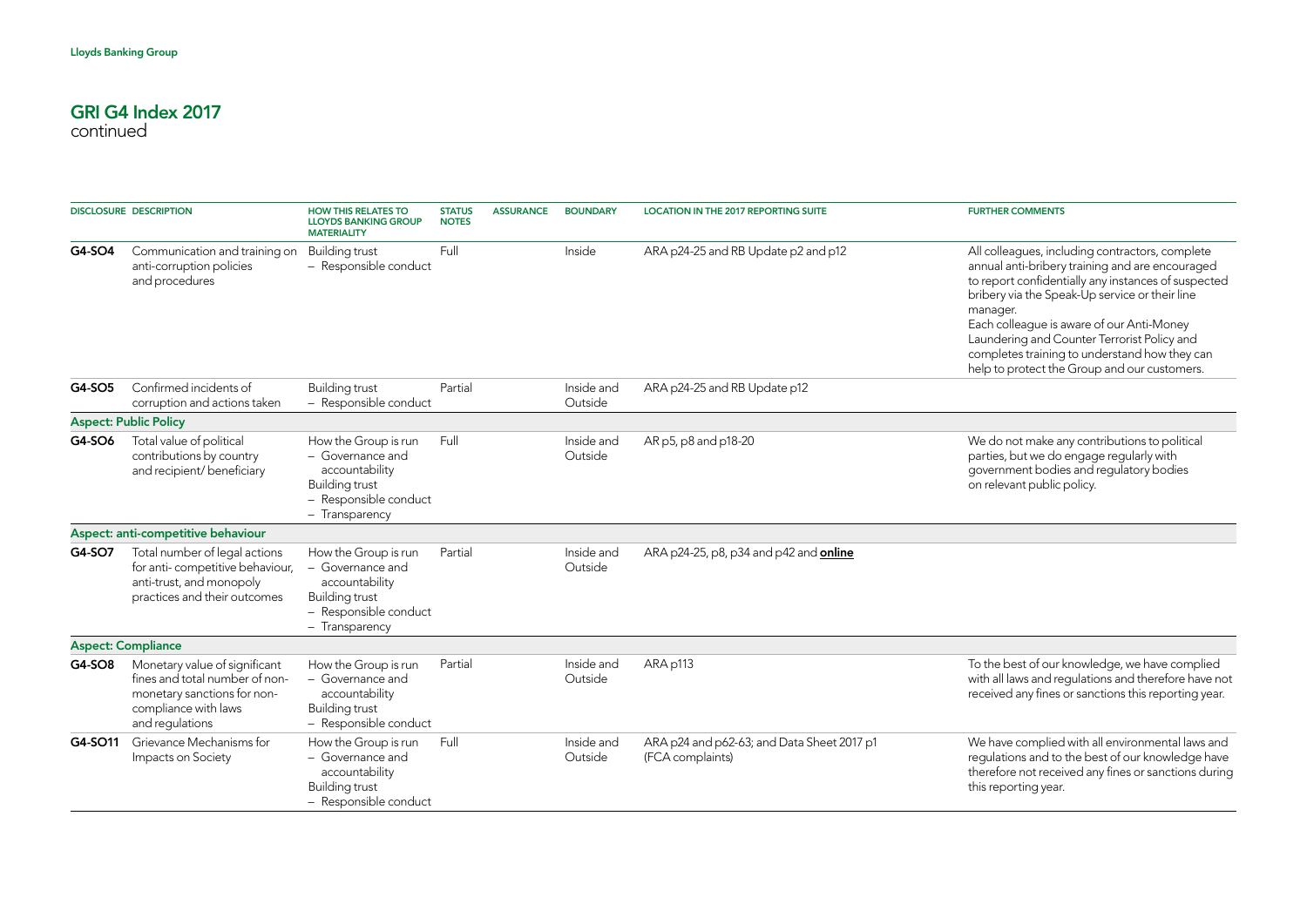## GRI G4 Index 2017
continued

| DISCLOSURE | DESCRIPTION | HOW THIS RELATES TO LLOYDS BANKING GROUP MATERIALITY | STATUS NOTES | ASSURANCE | BOUNDARY | LOCATION IN THE 2017 REPORTING SUITE | FURTHER COMMENTS |
|---|---|---|---|---|---|---|---|
| G4-SO4 | Communication and training on anti-corruption policies and procedures | Building trust – Responsible conduct | Full | | Inside | ARA p24-25 and RB Update p2 and p12 | All colleagues, including contractors, complete annual anti-bribery training and are encouraged to report confidentially any instances of suspected bribery via the Speak-Up service or their line manager. Each colleague is aware of our Anti-Money Laundering and Counter Terrorist Policy and completes training to understand how they can help to protect the Group and our customers. |
| G4-SO5 | Confirmed incidents of corruption and actions taken | Building trust – Responsible conduct | Partial | | Inside and Outside | ARA p24-25 and RB Update p12 | |
| **Aspect: Public Policy** | | | | | | | |
| G4-SO6 | Total value of political contributions by country and recipient/ beneficiary | How the Group is run – Governance and accountability Building trust – Responsible conduct – Transparency | Full | | Inside and Outside | AR p5, p8 and p18-20 | We do not make any contributions to political parties, but we do engage regularly with government bodies and regulatory bodies on relevant public policy. |
| **Aspect: anti-competitive behaviour** | | | | | | | |
| G4-SO7 | Total number of legal actions for anti- competitive behaviour, anti-trust, and monopoly practices and their outcomes | How the Group is run – Governance and accountability Building trust – Responsible conduct – Transparency | Partial | | Inside and Outside | ARA p24-25, p8, p34 and p42 and **online** | |
| **Aspect: Compliance** | | | | | | | |
| G4-SO8 | Monetary value of significant fines and total number of non-monetary sanctions for non-compliance with laws and regulations | How the Group is run – Governance and accountability Building trust – Responsible conduct | Partial | | Inside and Outside | ARA p113 | To the best of our knowledge, we have complied with all laws and regulations and therefore have not received any fines or sanctions this reporting year. |
| G4-SO11 | Grievance Mechanisms for Impacts on Society | How the Group is run – Governance and accountability Building trust – Responsible conduct | Full | | Inside and Outside | ARA p24 and p62-63; and Data Sheet 2017 p1 (FCA complaints) | We have complied with all environmental laws and regulations and to the best of our knowledge have therefore not received any fines or sanctions during this reporting year. |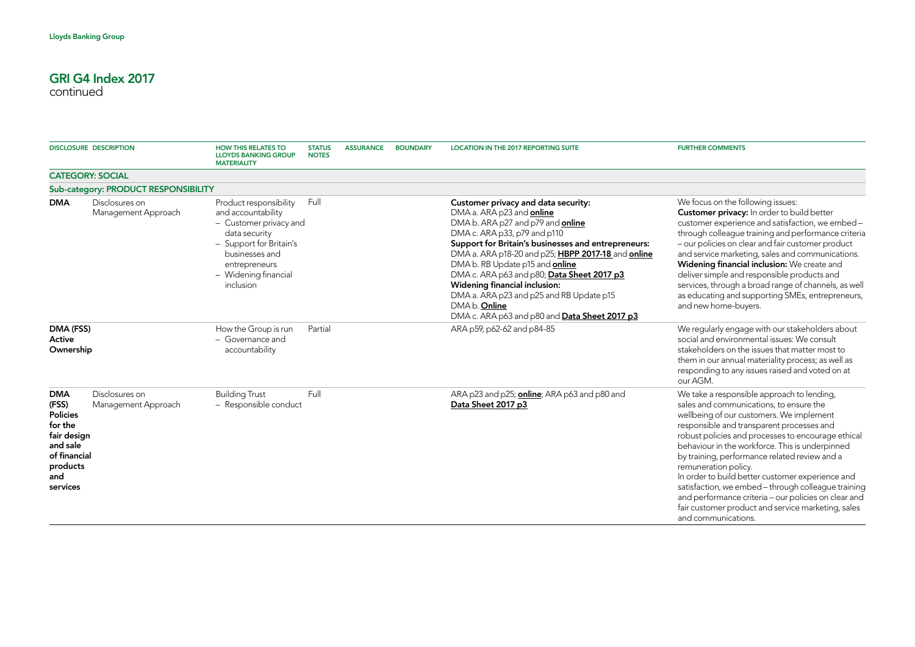## GRI G4 Index 2017
continued

| DISCLOSURE | DESCRIPTION | HOW THIS RELATES TO LLOYDS BANKING GROUP MATERIALITY | STATUS NOTES | ASSURANCE | BOUNDARY | LOCATION IN THE 2017 REPORTING SUITE | FURTHER COMMENTS |
|---|---|---|---|---|---|---|---|
| **CATEGORY: SOCIAL** | | | | | | | |
| **Sub-category: PRODUCT RESPONSIBILITY** | | | | | | | |
| **DMA** | Disclosures on Management Approach | Product responsibility and accountability – Customer privacy and data security – Support for Britain's businesses and entrepreneurs – Widening financial inclusion | Full | | | **Customer privacy and data security:** DMA a. ARA p23 and **online** DMA b. ARA p27 and p79 and **online** DMA c. ARA p33, p79 and p110 **Support for Britain's businesses and entrepreneurs:** DMA a. ARA p18-20 and p25; **HBPP 2017-18** and **online** DMA b. RB Update p15 and **online** DMA c. ARA p63 and p80; **Data Sheet 2017 p3** **Widening financial inclusion:** DMA a. ARA p23 and p25 and RB Update p15 DMA b. **Online** DMA c. ARA p63 and p80 and **Data Sheet 2017 p3** | We focus on the following issues: **Customer privacy:** In order to build better customer experience and satisfaction, we embed – through colleague training and performance criteria – our policies on clear and fair customer product and service marketing, sales and communications. **Widening financial inclusion:** We create and deliver simple and responsible products and services, through a broad range of channels, as well as educating and supporting SMEs, entrepreneurs, and new home-buyers. |
| **DMA (FSS) Active Ownership** | | How the Group is run – Governance and accountability | Partial | | | ARA p59, p62-62 and p84-85 | We regularly engage with our stakeholders about social and environmental issues: We consult stakeholders on the issues that matter most to them in our annual materiality process; as well as responding to any issues raised and voted on at our AGM. |
| **DMA (FSS) Policies for the fair design and sale of financial products and services** | Disclosures on Management Approach | Building Trust – Responsible conduct | Full | | | ARA p23 and p25; **online**; ARA p63 and p80 and **Data Sheet 2017 p3** | We take a responsible approach to lending, sales and communications, to ensure the wellbeing of our customers. We implement responsible and transparent processes and robust policies and processes to encourage ethical behaviour in the workforce. This is underpinned by training, performance related review and a remuneration policy. In order to build better customer experience and satisfaction, we embed – through colleague training and performance criteria – our policies on clear and fair customer product and service marketing, sales and communications. |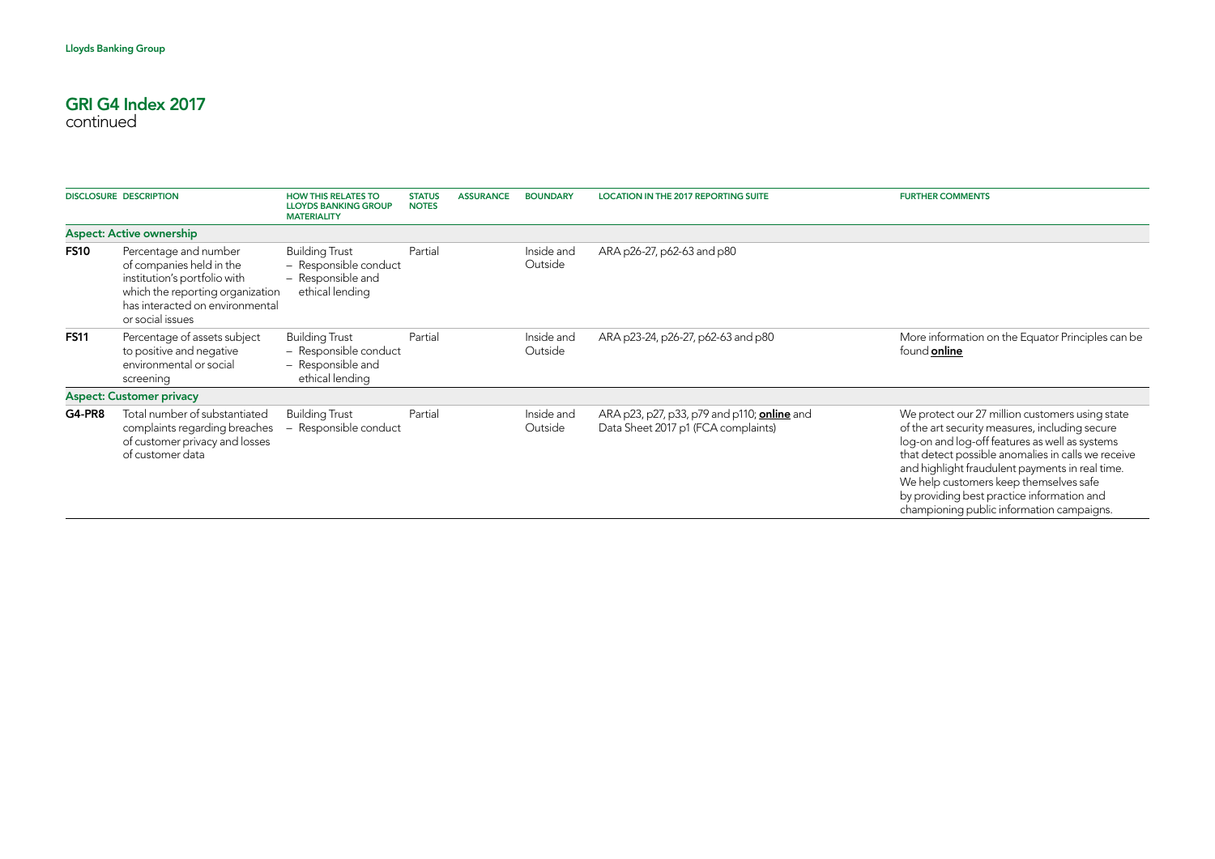## GRI G4 Index 2017
continued

| DISCLOSURE | DESCRIPTION | HOW THIS RELATES TO LLOYDS BANKING GROUP MATERIALITY | STATUS NOTES | ASSURANCE | BOUNDARY | LOCATION IN THE 2017 REPORTING SUITE | FURTHER COMMENTS |
|---|---|---|---|---|---|---|---|
| **Aspect: Active ownership** | | | | | | | |
| **FS10** | Percentage and number of companies held in the institution's portfolio with which the reporting organization has interacted on environmental or social issues | Building Trust – Responsible conduct – Responsible and ethical lending | Partial | | Inside and Outside | ARA p26-27, p62-63 and p80 | |
| **FS11** | Percentage of assets subject to positive and negative environmental or social screening | Building Trust – Responsible conduct – Responsible and ethical lending | Partial | | Inside and Outside | ARA p23-24, p26-27, p62-63 and p80 | More information on the Equator Principles can be found **online** |
| **Aspect: Customer privacy** | | | | | | | |
| **G4-PR8** | Total number of substantiated complaints regarding breaches of customer privacy and losses of customer data | Building Trust – Responsible conduct | Partial | | Inside and Outside | ARA p23, p27, p33, p79 and p110; **online** and Data Sheet 2017 p1 (FCA complaints) | We protect our 27 million customers using state of the art security measures, including secure log-on and log-off features as well as systems that detect possible anomalies in calls we receive and highlight fraudulent payments in real time. We help customers keep themselves safe by providing best practice information and championing public information campaigns. |